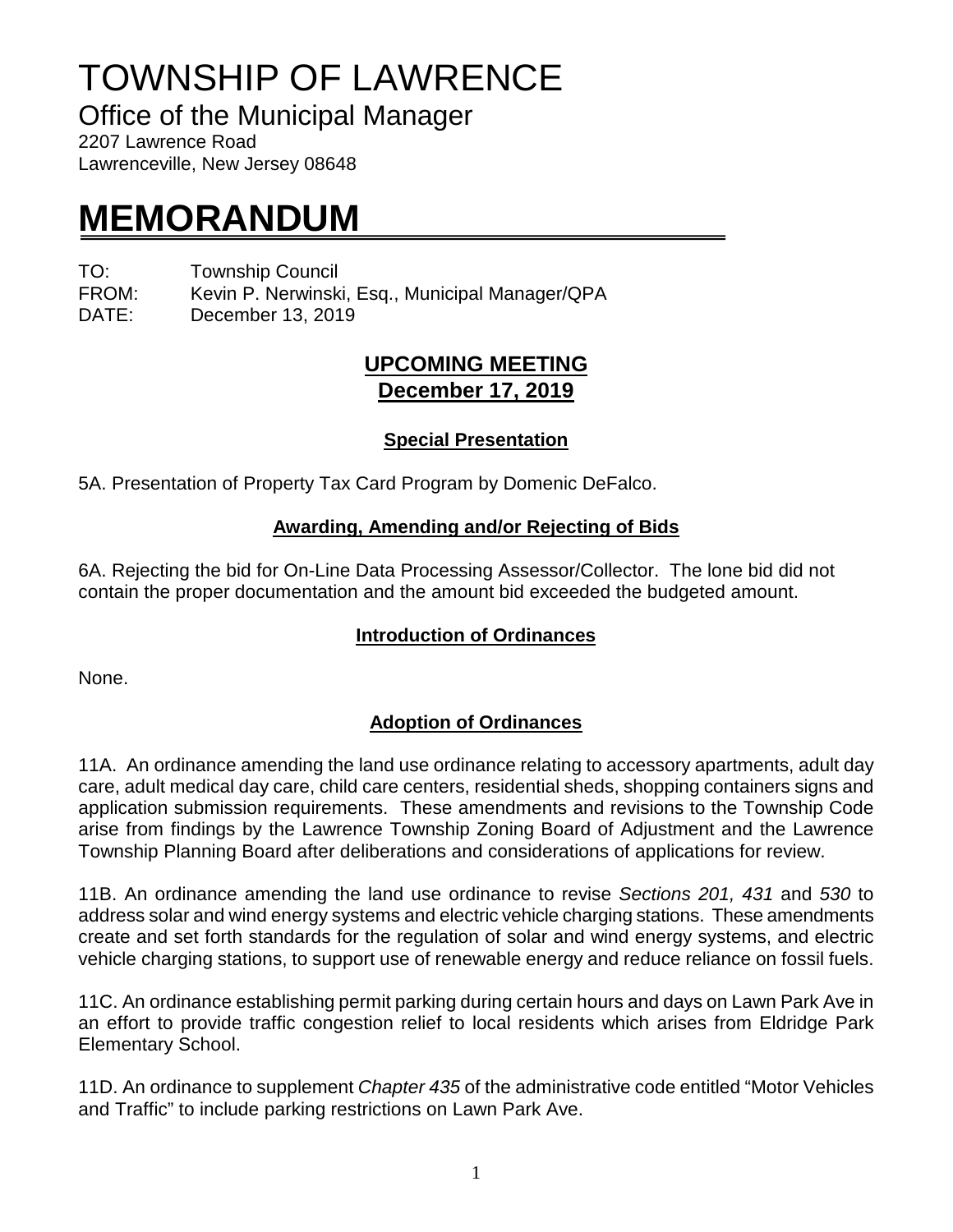# TOWNSHIP OF LAWRENCE

## Office of the Municipal Manager

2207 Lawrence Road
Lawrenceville, New Jersey 08648

# MEMORANDUM

TO: Township Council
FROM: Kevin P. Nerwinski, Esq., Municipal Manager/QPA
DATE: December 13, 2019

## UPCOMING MEETING
## December 17, 2019

### Special Presentation

5A. Presentation of Property Tax Card Program by Domenic DeFalco.

### Awarding, Amending and/or Rejecting of Bids

6A. Rejecting the bid for On-Line Data Processing Assessor/Collector. The lone bid did not contain the proper documentation and the amount bid exceeded the budgeted amount.

### Introduction of Ordinances

None.

### Adoption of Ordinances

11A. An ordinance amending the land use ordinance relating to accessory apartments, adult day care, adult medical day care, child care centers, residential sheds, shopping containers signs and application submission requirements. These amendments and revisions to the Township Code arise from findings by the Lawrence Township Zoning Board of Adjustment and the Lawrence Township Planning Board after deliberations and considerations of applications for review.

11B. An ordinance amending the land use ordinance to revise *Sections 201, 431* and *530* to address solar and wind energy systems and electric vehicle charging stations. These amendments create and set forth standards for the regulation of solar and wind energy systems, and electric vehicle charging stations, to support use of renewable energy and reduce reliance on fossil fuels.

11C. An ordinance establishing permit parking during certain hours and days on Lawn Park Ave in an effort to provide traffic congestion relief to local residents which arises from Eldridge Park Elementary School.

11D. An ordinance to supplement *Chapter 435* of the administrative code entitled "Motor Vehicles and Traffic" to include parking restrictions on Lawn Park Ave.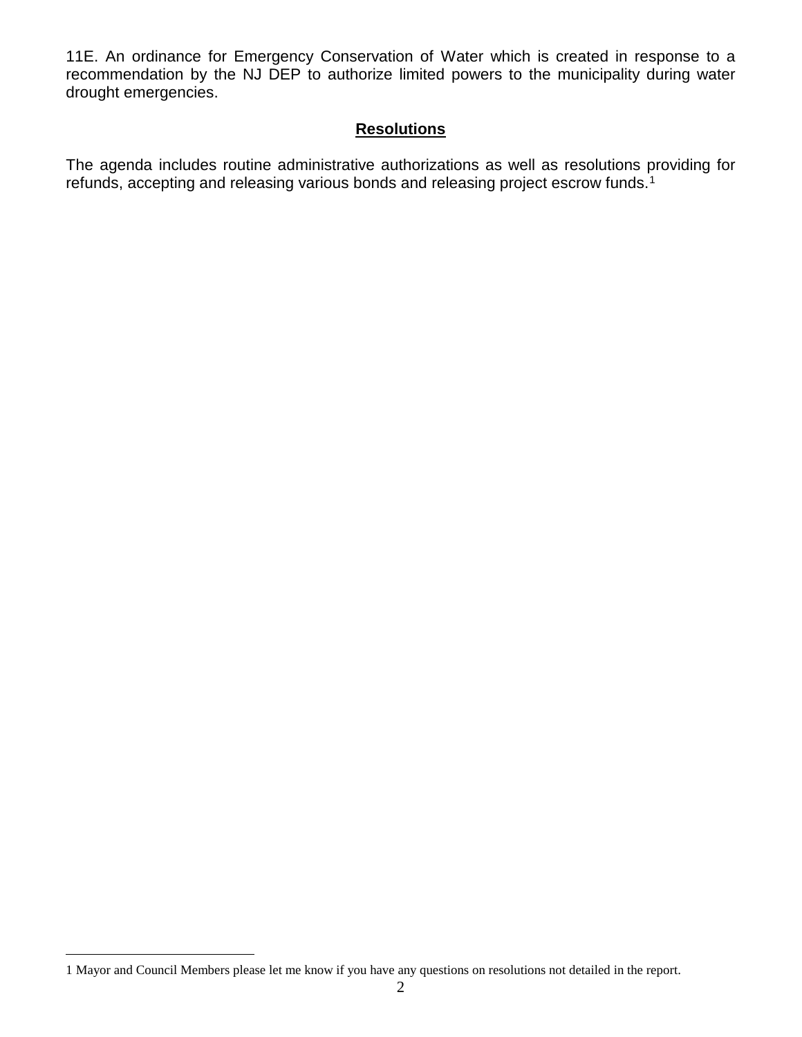11E. An ordinance for Emergency Conservation of Water which is created in response to a recommendation by the NJ DEP to authorize limited powers to the municipality during water drought emergencies.

## **Resolutions**

The agenda includes routine administrative authorizations as well as resolutions providing for refunds, accepting and releasing various bonds and releasing project escrow funds.[1]

---

[1] Mayor and Council Members please let me know if you have any questions on resolutions not detailed in the report.